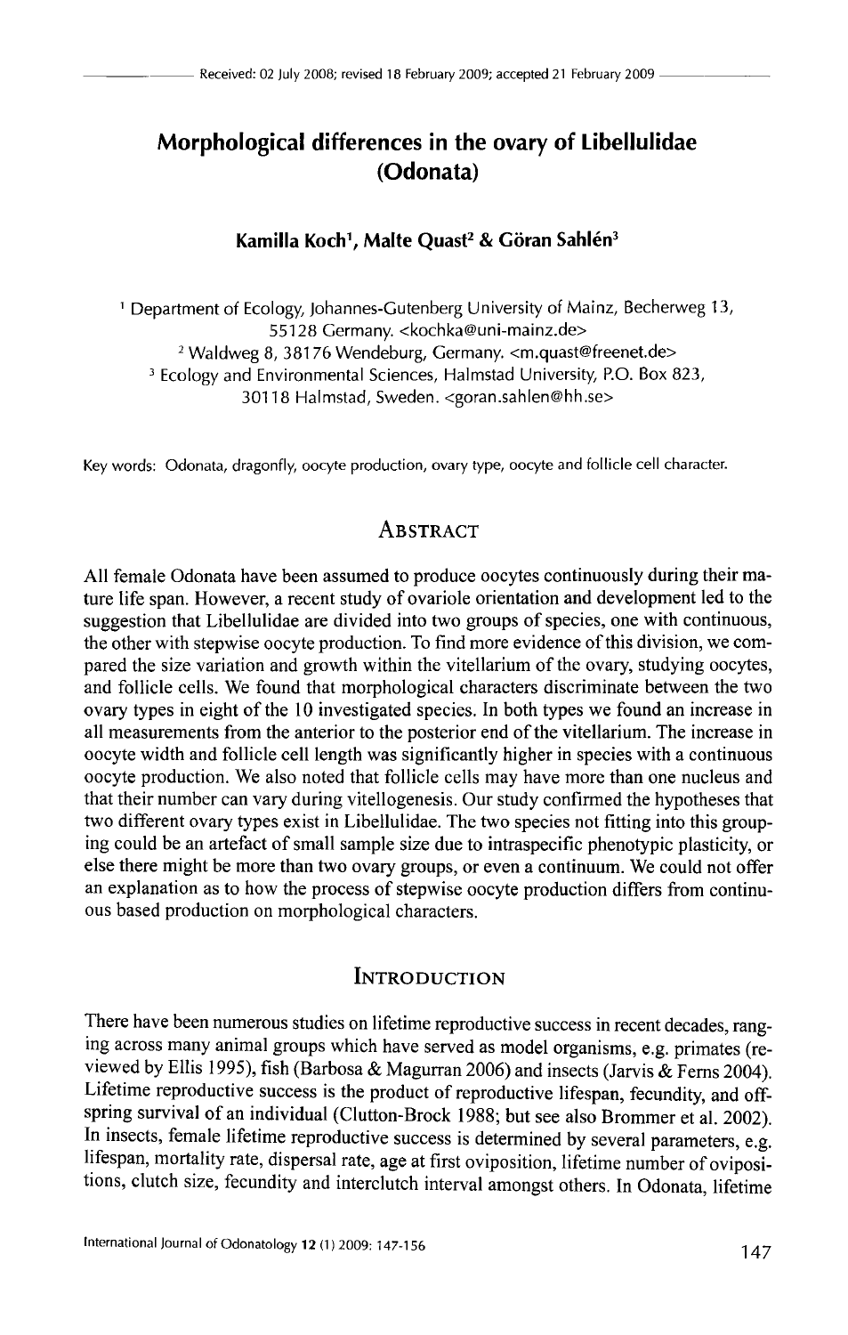Received: 02 July 2008; revised 18 February 2009; accepted 21 February 2009

# Morphological differences in the ovary of Libellulidae (Odonata)

**Kamilla Koch[1], Malte Quast[2] & Göran Sahlén[3]**

[1] Department of Ecology, Johannes-Gutenberg University of Mainz, Becherweg 13, 55128 Germany. <kochka@uni-mainz.de>
[2] Waldweg 8, 38176 Wendeburg, Germany. <m.quast@freenet.de>
[3] Ecology and Environmental Sciences, Halmstad University, P.O. Box 823, 30118 Halmstad, Sweden. <goran.sahlen@hh.se>

Key words: Odonata, dragonfly, oocyte production, ovary type, oocyte and follicle cell character.

## Abstract

All female Odonata have been assumed to produce oocytes continuously during their mature life span. However, a recent study of ovariole orientation and development led to the suggestion that Libellulidae are divided into two groups of species, one with continuous, the other with stepwise oocyte production. To find more evidence of this division, we compared the size variation and growth within the vitellarium of the ovary, studying oocytes, and follicle cells. We found that morphological characters discriminate between the two ovary types in eight of the 10 investigated species. In both types we found an increase in all measurements from the anterior to the posterior end of the vitellarium. The increase in oocyte width and follicle cell length was significantly higher in species with a continuous oocyte production. We also noted that follicle cells may have more than one nucleus and that their number can vary during vitellogenesis. Our study confirmed the hypotheses that two different ovary types exist in Libellulidae. The two species not fitting into this grouping could be an artefact of small sample size due to intraspecific phenotypic plasticity, or else there might be more than two ovary groups, or even a continuum. We could not offer an explanation as to how the process of stepwise oocyte production differs from continuous based production on morphological characters.

## Introduction

There have been numerous studies on lifetime reproductive success in recent decades, ranging across many animal groups which have served as model organisms, e.g. primates (reviewed by Ellis 1995), fish (Barbosa & Magurran 2006) and insects (Jarvis & Ferns 2004). Lifetime reproductive success is the product of reproductive lifespan, fecundity, and offspring survival of an individual (Clutton-Brock 1988; but see also Brommer et al. 2002). In insects, female lifetime reproductive success is determined by several parameters, e.g. lifespan, mortality rate, dispersal rate, age at first oviposition, lifetime number of ovipositions, clutch size, fecundity and interclutch interval amongst others. In Odonata, lifetime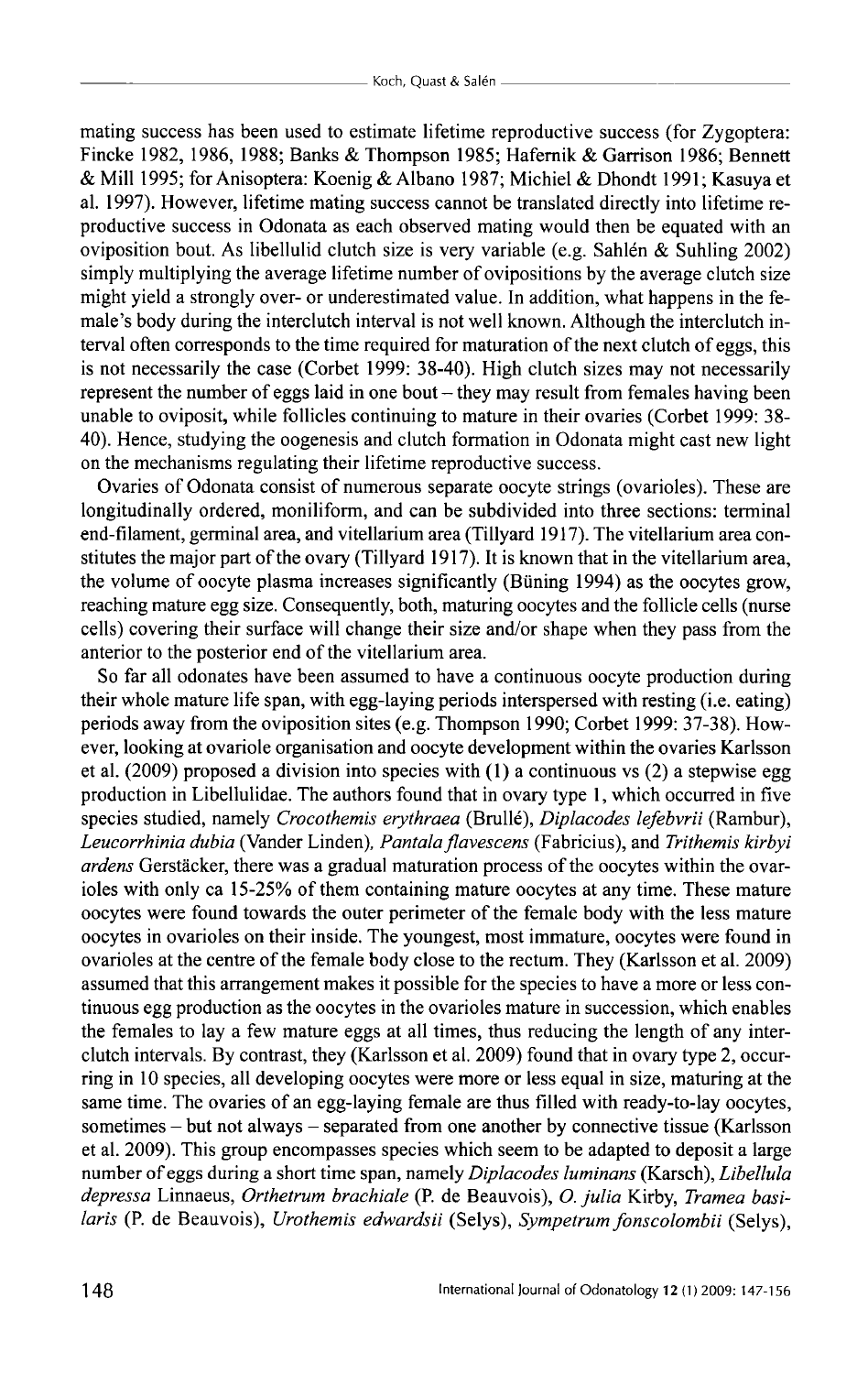mating success has been used to estimate lifetime reproductive success (for Zygoptera: Fincke 1982, 1986, 1988; Banks & Thompson 1985; Hafernik & Garrison 1986; Bennett & Mill 1995; for Anisoptera: Koenig & Albano 1987; Michiel & Dhondt 1991; Kasuya et al. 1997). However, lifetime mating success cannot be translated directly into lifetime reproductive success in Odonata as each observed mating would then be equated with an oviposition bout. As libellulid clutch size is very variable (e.g. Sahlén & Suhling 2002) simply multiplying the average lifetime number of ovipositions by the average clutch size might yield a strongly over- or underestimated value. In addition, what happens in the female's body during the interclutch interval is not well known. Although the interclutch interval often corresponds to the time required for maturation of the next clutch of eggs, this is not necessarily the case (Corbet 1999: 38-40). High clutch sizes may not necessarily represent the number of eggs laid in one bout – they may result from females having been unable to oviposit, while follicles continuing to mature in their ovaries (Corbet 1999: 38-40). Hence, studying the oogenesis and clutch formation in Odonata might cast new light on the mechanisms regulating their lifetime reproductive success.

Ovaries of Odonata consist of numerous separate oocyte strings (ovarioles). These are longitudinally ordered, moniliform, and can be subdivided into three sections: terminal end-filament, germinal area, and vitellarium area (Tillyard 1917). The vitellarium area constitutes the major part of the ovary (Tillyard 1917). It is known that in the vitellarium area, the volume of oocyte plasma increases significantly (Büning 1994) as the oocytes grow, reaching mature egg size. Consequently, both, maturing oocytes and the follicle cells (nurse cells) covering their surface will change their size and/or shape when they pass from the anterior to the posterior end of the vitellarium area.

So far all odonates have been assumed to have a continuous oocyte production during their whole mature life span, with egg-laying periods interspersed with resting (i.e. eating) periods away from the oviposition sites (e.g. Thompson 1990; Corbet 1999: 37-38). However, looking at ovariole organisation and oocyte development within the ovaries Karlsson et al. (2009) proposed a division into species with (1) a continuous vs (2) a stepwise egg production in Libellulidae. The authors found that in ovary type 1, which occurred in five species studied, namely *Crocothemis erythraea* (Brullé), *Diplacodes lefebvrii* (Rambur), *Leucorrhinia dubia* (Vander Linden), *Pantala flavescens* (Fabricius), and *Trithemis kirbyi ardens* Gerstäcker, there was a gradual maturation process of the oocytes within the ovarioles with only ca 15-25% of them containing mature oocytes at any time. These mature oocytes were found towards the outer perimeter of the female body with the less mature oocytes in ovarioles on their inside. The youngest, most immature, oocytes were found in ovarioles at the centre of the female body close to the rectum. They (Karlsson et al. 2009) assumed that this arrangement makes it possible for the species to have a more or less continuous egg production as the oocytes in the ovarioles mature in succession, which enables the females to lay a few mature eggs at all times, thus reducing the length of any interclutch intervals. By contrast, they (Karlsson et al. 2009) found that in ovary type 2, occurring in 10 species, all developing oocytes were more or less equal in size, maturing at the same time. The ovaries of an egg-laying female are thus filled with ready-to-lay oocytes, sometimes – but not always – separated from one another by connective tissue (Karlsson et al. 2009). This group encompasses species which seem to be adapted to deposit a large number of eggs during a short time span, namely *Diplacodes luminans* (Karsch), *Libellula depressa* Linnaeus, *Orthetrum brachiale* (P. de Beauvois), *O. julia* Kirby, *Tramea basilaris* (P. de Beauvois), *Urothemis edwardsii* (Selys), *Sympetrum fonscolombii* (Selys),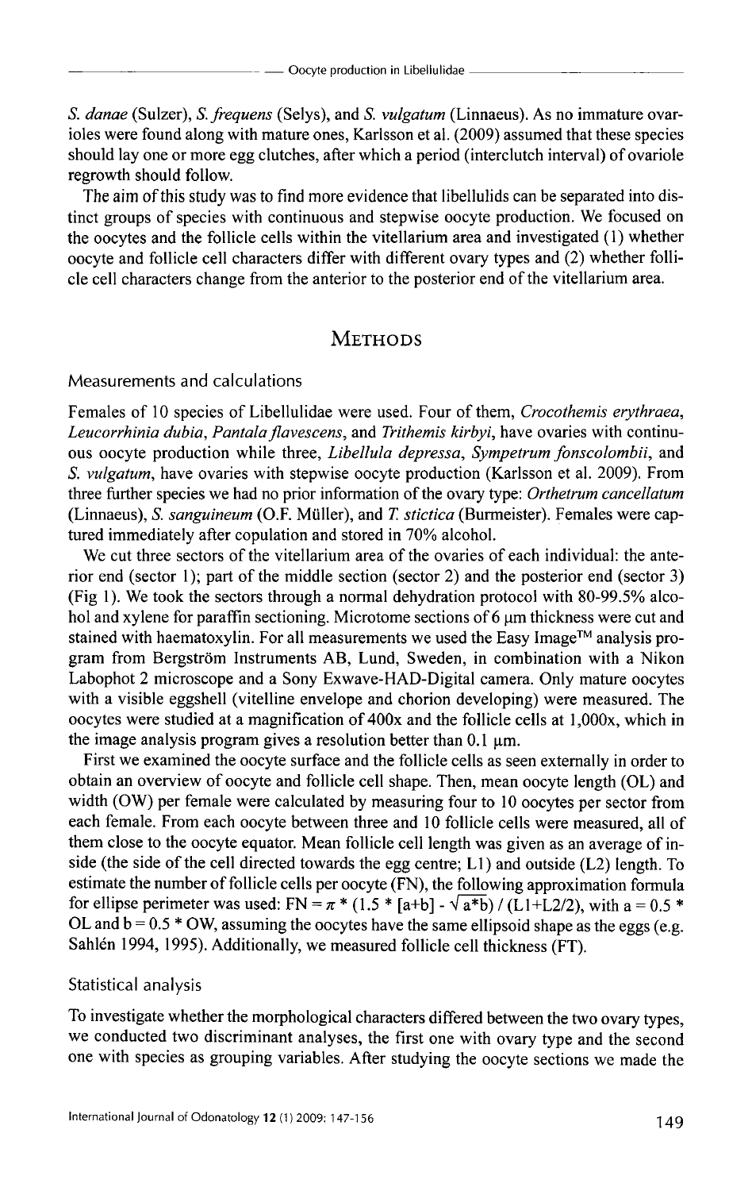*S. danae* (Sulzer), *S. frequens* (Selys), and *S. vulgatum* (Linnaeus). As no immature ovarioles were found along with mature ones, Karlsson et al. (2009) assumed that these species should lay one or more egg clutches, after which a period (interclutch interval) of ovariole regrowth should follow.

The aim of this study was to find more evidence that libellulids can be separated into distinct groups of species with continuous and stepwise oocyte production. We focused on the oocytes and the follicle cells within the vitellarium area and investigated (1) whether oocyte and follicle cell characters differ with different ovary types and (2) whether follicle cell characters change from the anterior to the posterior end of the vitellarium area.

# Methods

## Measurements and calculations

Females of 10 species of Libellulidae were used. Four of them, *Crocothemis erythraea*, *Leucorrhinia dubia*, *Pantala flavescens*, and *Trithemis kirbyi*, have ovaries with continuous oocyte production while three, *Libellula depressa*, *Sympetrum fonscolombii*, and *S. vulgatum*, have ovaries with stepwise oocyte production (Karlsson et al. 2009). From three further species we had no prior information of the ovary type: *Orthetrum cancellatum* (Linnaeus), *S. sanguineum* (O.F. Müller), and *T. stictica* (Burmeister). Females were captured immediately after copulation and stored in 70% alcohol.

We cut three sectors of the vitellarium area of the ovaries of each individual: the anterior end (sector 1); part of the middle section (sector 2) and the posterior end (sector 3) (Fig 1). We took the sectors through a normal dehydration protocol with 80-99.5% alcohol and xylene for paraffin sectioning. Microtome sections of 6 µm thickness were cut and stained with haematoxylin. For all measurements we used the Easy Image™ analysis program from Bergström Instruments AB, Lund, Sweden, in combination with a Nikon Labophot 2 microscope and a Sony Exwave-HAD-Digital camera. Only mature oocytes with a visible eggshell (vitelline envelope and chorion developing) were measured. The oocytes were studied at a magnification of 400x and the follicle cells at 1,000x, which in the image analysis program gives a resolution better than 0.1 µm.

First we examined the oocyte surface and the follicle cells as seen externally in order to obtain an overview of oocyte and follicle cell shape. Then, mean oocyte length (OL) and width (OW) per female were calculated by measuring four to 10 oocytes per sector from each female. From each oocyte between three and 10 follicle cells were measured, all of them close to the oocyte equator. Mean follicle cell length was given as an average of inside (the side of the cell directed towards the egg centre; L1) and outside (L2) length. To estimate the number of follicle cells per oocyte (FN), the following approximation formula for ellipse perimeter was used: $FN = \pi * (1.5 * [a+b] - \sqrt{a*b}) / (L1+L2/2)$, with $a = 0.5 * OL$ and $b = 0.5 * OW$, assuming the oocytes have the same ellipsoid shape as the eggs (e.g. Sahlén 1994, 1995). Additionally, we measured follicle cell thickness (FT).

## Statistical analysis

To investigate whether the morphological characters differed between the two ovary types, we conducted two discriminant analyses, the first one with ovary type and the second one with species as grouping variables. After studying the oocyte sections we made the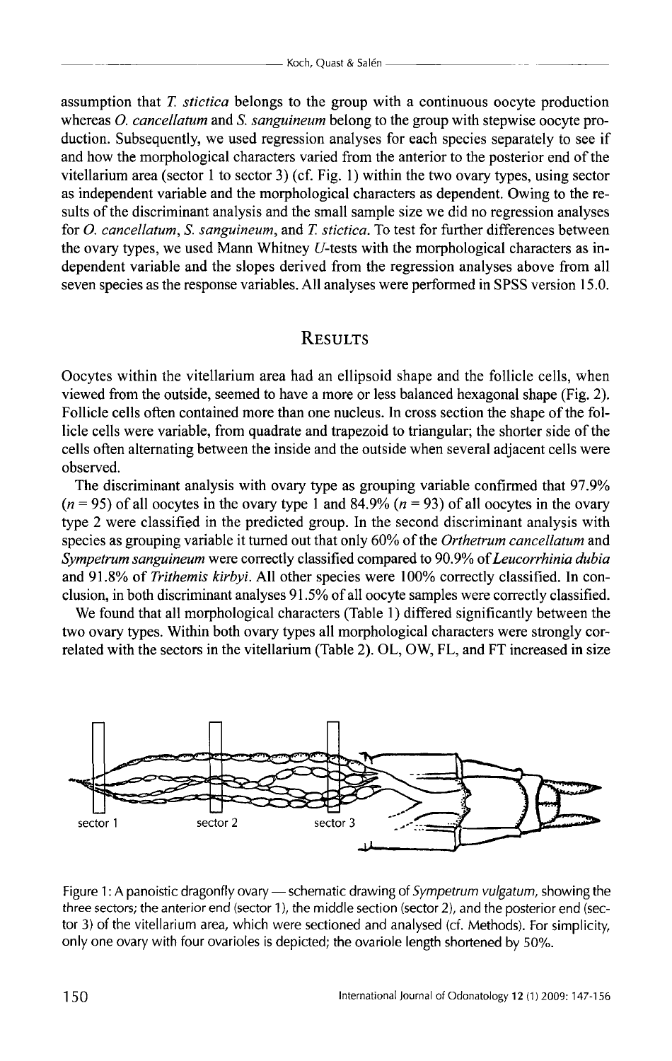assumption that *T. stictica* belongs to the group with a continuous oocyte production whereas *O. cancellatum* and *S. sanguineum* belong to the group with stepwise oocyte production. Subsequently, we used regression analyses for each species separately to see if and how the morphological characters varied from the anterior to the posterior end of the vitellarium area (sector 1 to sector 3) (cf. Fig. 1) within the two ovary types, using sector as independent variable and the morphological characters as dependent. Owing to the results of the discriminant analysis and the small sample size we did no regression analyses for *O. cancellatum*, *S. sanguineum*, and *T. stictica*. To test for further differences between the ovary types, we used Mann Whitney *U*-tests with the morphological characters as independent variable and the slopes derived from the regression analyses above from all seven species as the response variables. All analyses were performed in SPSS version 15.0.

## Results

Oocytes within the vitellarium area had an ellipsoid shape and the follicle cells, when viewed from the outside, seemed to have a more or less balanced hexagonal shape (Fig. 2). Follicle cells often contained more than one nucleus. In cross section the shape of the follicle cells were variable, from quadrate and trapezoid to triangular; the shorter side of the cells often alternating between the inside and the outside when several adjacent cells were observed.

The discriminant analysis with ovary type as grouping variable confirmed that 97.9% ($n = 95$) of all oocytes in the ovary type 1 and 84.9% ($n = 93$) of all oocytes in the ovary type 2 were classified in the predicted group. In the second discriminant analysis with species as grouping variable it turned out that only 60% of the *Orthetrum cancellatum* and *Sympetrum sanguineum* were correctly classified compared to 90.9% of *Leucorrhinia dubia* and 91.8% of *Trithemis kirbyi*. All other species were 100% correctly classified. In conclusion, in both discriminant analyses 91.5% of all oocyte samples were correctly classified.

We found that all morphological characters (Table 1) differed significantly between the two ovary types. Within both ovary types all morphological characters were strongly correlated with the sectors in the vitellarium (Table 2). OL, OW, FL, and FT increased in size

Figure 1: A panoistic dragonfly ovary — schematic drawing of *Sympetrum vulgatum*, showing the three sectors; the anterior end (sector 1), the middle section (sector 2), and the posterior end (sector 3) of the vitellarium area, which were sectioned and analysed (cf. Methods). For simplicity, only one ovary with four ovarioles is depicted; the ovariole length shortened by 50%.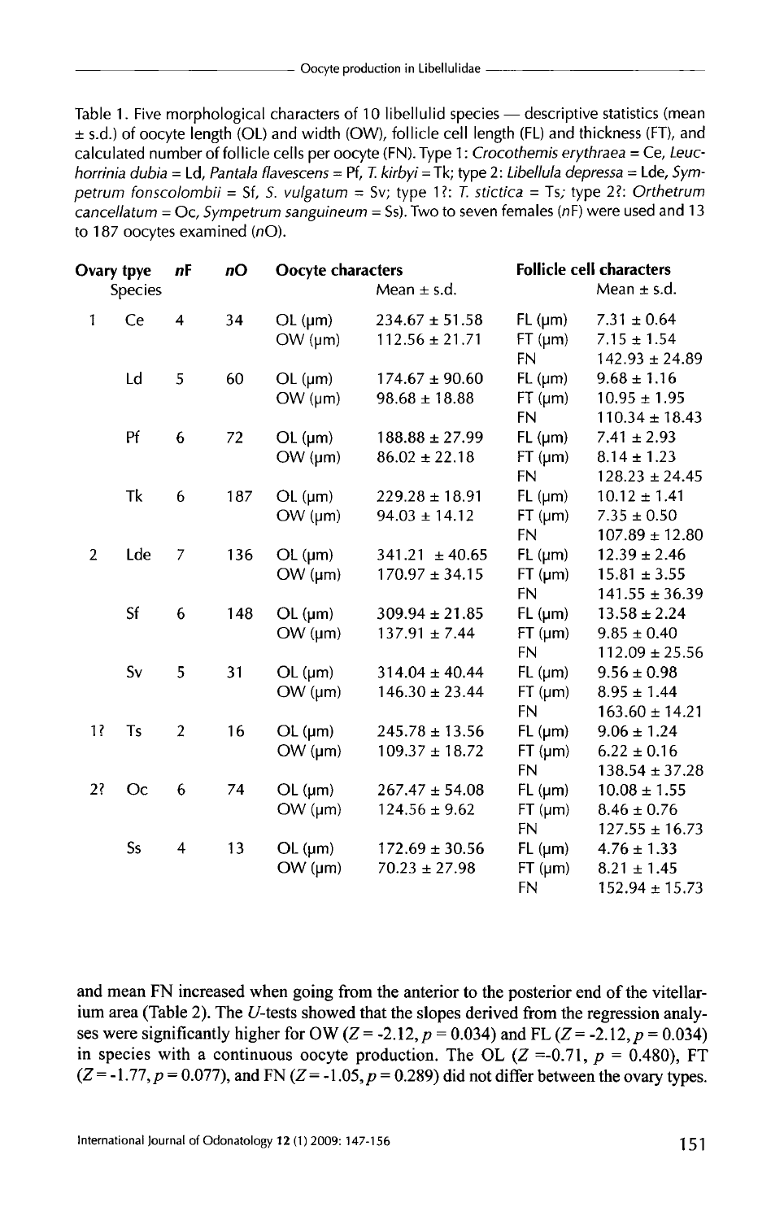Table 1. Five morphological characters of 10 libellulid species — descriptive statistics (mean ± s.d.) of oocyte length (OL) and width (OW), follicle cell length (FL) and thickness (FT), and calculated number of follicle cells per oocyte (FN). Type 1: *Crocothemis erythraea* = Ce, *Leucorrhinia dubia* = Ld, *Pantala flavescens* = Pf, *T. kirbyi* = Tk; type 2: *Libellula depressa* = Lde, *Sympetrum fonscolombii* = Sf, *S. vulgatum* = Sv; type 1?: *T. stictica* = Ts; type 2?: *Orthetrum cancellatum* = Oc, *Sympetrum sanguineum* = Ss). Two to seven females (*n*F) were used and 13 to 187 oocytes examined (*n*O).

| Ovary tpye | Species | *n*F | *n*O | Oocyte characters | Mean ± s.d. | Follicle cell characters | Mean ± s.d. |
|---|---|---|---|---|---|---|---|
| 1 | Ce | 4 | 34 | OL (µm) | 234.67 ± 51.58 | FL (µm) | 7.31 ± 0.64 |
| | | | | OW (µm) | 112.56 ± 21.71 | FT (µm) | 7.15 ± 1.54 |
| | | | | | | FN | 142.93 ± 24.89 |
| | Ld | 5 | 60 | OL (µm) | 174.67 ± 90.60 | FL (µm) | 9.68 ± 1.16 |
| | | | | OW (µm) | 98.68 ± 18.88 | FT (µm) | 10.95 ± 1.95 |
| | | | | | | FN | 110.34 ± 18.43 |
| | Pf | 6 | 72 | OL (µm) | 188.88 ± 27.99 | FL (µm) | 7.41 ± 2.93 |
| | | | | OW (µm) | 86.02 ± 22.18 | FT (µm) | 8.14 ± 1.23 |
| | | | | | | FN | 128.23 ± 24.45 |
| | Tk | 6 | 187 | OL (µm) | 229.28 ± 18.91 | FL (µm) | 10.12 ± 1.41 |
| | | | | OW (µm) | 94.03 ± 14.12 | FT (µm) | 7.35 ± 0.50 |
| | | | | | | FN | 107.89 ± 12.80 |
| 2 | Lde | 7 | 136 | OL (µm) | 341.21 ± 40.65 | FL (µm) | 12.39 ± 2.46 |
| | | | | OW (µm) | 170.97 ± 34.15 | FT (µm) | 15.81 ± 3.55 |
| | | | | | | FN | 141.55 ± 36.39 |
| | Sf | 6 | 148 | OL (µm) | 309.94 ± 21.85 | FL (µm) | 13.58 ± 2.24 |
| | | | | OW (µm) | 137.91 ± 7.44 | FT (µm) | 9.85 ± 0.40 |
| | | | | | | FN | 112.09 ± 25.56 |
| | Sv | 5 | 31 | OL (µm) | 314.04 ± 40.44 | FL (µm) | 9.56 ± 0.98 |
| | | | | OW (µm) | 146.30 ± 23.44 | FT (µm) | 8.95 ± 1.44 |
| | | | | | | FN | 163.60 ± 14.21 |
| 1? | Ts | 2 | 16 | OL (µm) | 245.78 ± 13.56 | FL (µm) | 9.06 ± 1.24 |
| | | | | OW (µm) | 109.37 ± 18.72 | FT (µm) | 6.22 ± 0.16 |
| | | | | | | FN | 138.54 ± 37.28 |
| 2? | Oc | 6 | 74 | OL (µm) | 267.47 ± 54.08 | FL (µm) | 10.08 ± 1.55 |
| | | | | OW (µm) | 124.56 ± 9.62 | FT (µm) | 8.46 ± 0.76 |
| | | | | | | FN | 127.55 ± 16.73 |
| | Ss | 4 | 13 | OL (µm) | 172.69 ± 30.56 | FL (µm) | 4.76 ± 1.33 |
| | | | | OW (µm) | 70.23 ± 27.98 | FT (µm) | 8.21 ± 1.45 |
| | | | | | | FN | 152.94 ± 15.73 |

and mean FN increased when going from the anterior to the posterior end of the vitellarium area (Table 2). The *U*-tests showed that the slopes derived from the regression analyses were significantly higher for OW ($Z = -2.12, p = 0.034$) and FL ($Z = -2.12, p = 0.034$) in species with a continuous oocyte production. The OL ($Z = -0.71$, $p = 0.480$), FT ($Z = -1.77, p = 0.077$), and FN ($Z = -1.05, p = 0.289$) did not differ between the ovary types.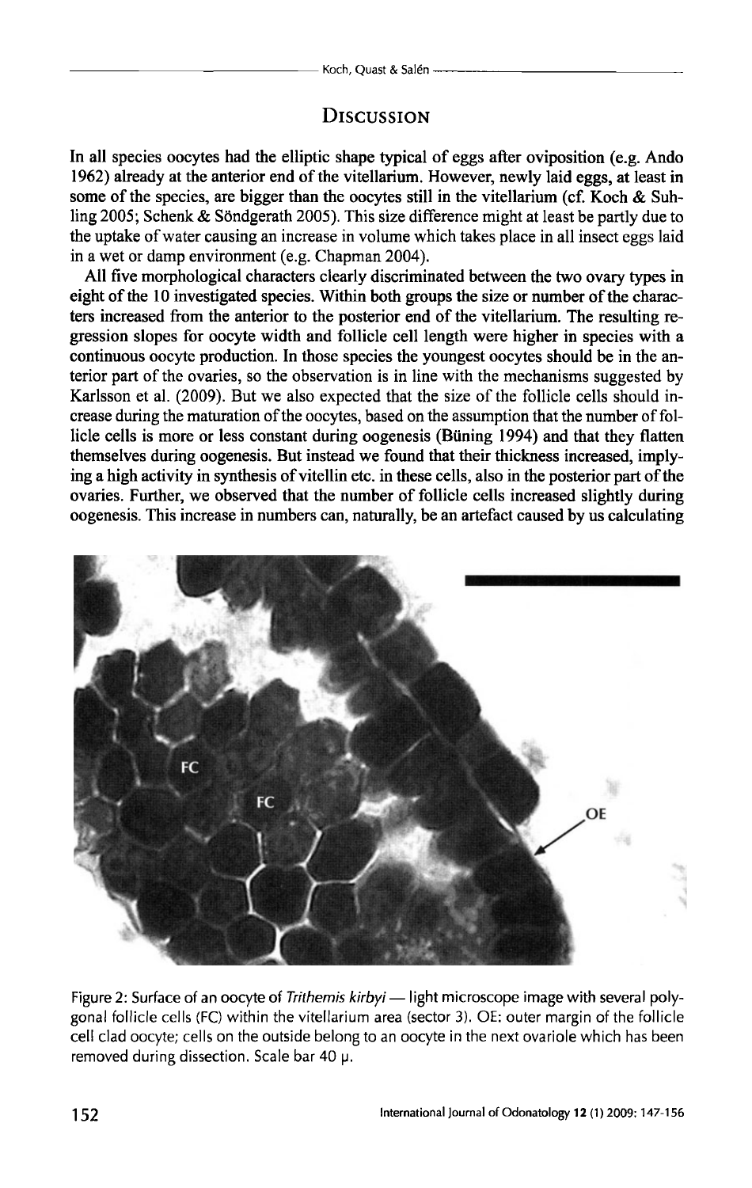## DISCUSSION

In all species oocytes had the elliptic shape typical of eggs after oviposition (e.g. Ando 1962) already at the anterior end of the vitellarium. However, newly laid eggs, at least in some of the species, are bigger than the oocytes still in the vitellarium (cf. Koch & Suhling 2005; Schenk & Söndgerath 2005). This size difference might at least be partly due to the uptake of water causing an increase in volume which takes place in all insect eggs laid in a wet or damp environment (e.g. Chapman 2004).

All five morphological characters clearly discriminated between the two ovary types in eight of the 10 investigated species. Within both groups the size or number of the characters increased from the anterior to the posterior end of the vitellarium. The resulting regression slopes for oocyte width and follicle cell length were higher in species with a continuous oocyte production. In those species the youngest oocytes should be in the anterior part of the ovaries, so the observation is in line with the mechanisms suggested by Karlsson et al. (2009). But we also expected that the size of the follicle cells should increase during the maturation of the oocytes, based on the assumption that the number of follicle cells is more or less constant during oogenesis (Büning 1994) and that they flatten themselves during oogenesis. But instead we found that their thickness increased, implying a high activity in synthesis of vitellin etc. in these cells, also in the posterior part of the ovaries. Further, we observed that the number of follicle cells increased slightly during oogenesis. This increase in numbers can, naturally, be an artefact caused by us calculating

Figure 2: Surface of an oocyte of *Trithemis kirbyi* — light microscope image with several polygonal follicle cells (FC) within the vitellarium area (sector 3). OE: outer margin of the follicle cell clad oocyte; cells on the outside belong to an oocyte in the next ovariole which has been removed during dissection. Scale bar 40 μ.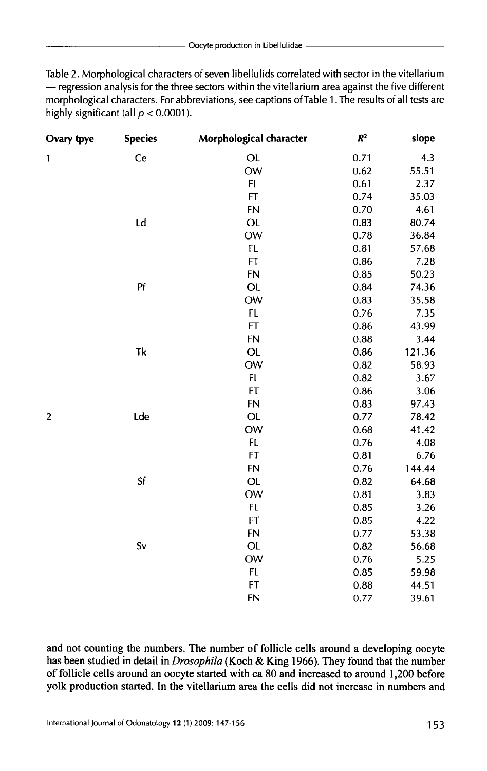Table 2. Morphological characters of seven libellulids correlated with sector in the vitellarium — regression analysis for the three sectors within the vitellarium area against the five different morphological characters. For abbreviations, see captions of Table 1. The results of all tests are highly significant (all $p < 0.0001$).

| Ovary tpye | Species | Morphological character | $R^2$ | slope |
|---|---|---|---|---|
| 1 | Ce | OL | 0.71 | 4.3 |
| | | OW | 0.62 | 55.51 |
| | | FL | 0.61 | 2.37 |
| | | FT | 0.74 | 35.03 |
| | | FN | 0.70 | 4.61 |
| | Ld | OL | 0.83 | 80.74 |
| | | OW | 0.78 | 36.84 |
| | | FL | 0.81 | 57.68 |
| | | FT | 0.86 | 7.28 |
| | | FN | 0.85 | 50.23 |
| | Pf | OL | 0.84 | 74.36 |
| | | OW | 0.83 | 35.58 |
| | | FL | 0.76 | 7.35 |
| | | FT | 0.86 | 43.99 |
| | | FN | 0.88 | 3.44 |
| | Tk | OL | 0.86 | 121.36 |
| | | OW | 0.82 | 58.93 |
| | | FL | 0.82 | 3.67 |
| | | FT | 0.86 | 3.06 |
| | | FN | 0.83 | 97.43 |
| 2 | Lde | OL | 0.77 | 78.42 |
| | | OW | 0.68 | 41.42 |
| | | FL | 0.76 | 4.08 |
| | | FT | 0.81 | 6.76 |
| | | FN | 0.76 | 144.44 |
| | Sf | OL | 0.82 | 64.68 |
| | | OW | 0.81 | 3.83 |
| | | FL | 0.85 | 3.26 |
| | | FT | 0.85 | 4.22 |
| | | FN | 0.77 | 53.38 |
| | Sv | OL | 0.82 | 56.68 |
| | | OW | 0.76 | 5.25 |
| | | FL | 0.85 | 59.98 |
| | | FT | 0.88 | 44.51 |
| | | FN | 0.77 | 39.61 |

and not counting the numbers. The number of follicle cells around a developing oocyte has been studied in detail in *Drosophila* (Koch & King 1966). They found that the number of follicle cells around an oocyte started with ca 80 and increased to around 1,200 before yolk production started. In the vitellarium area the cells did not increase in numbers and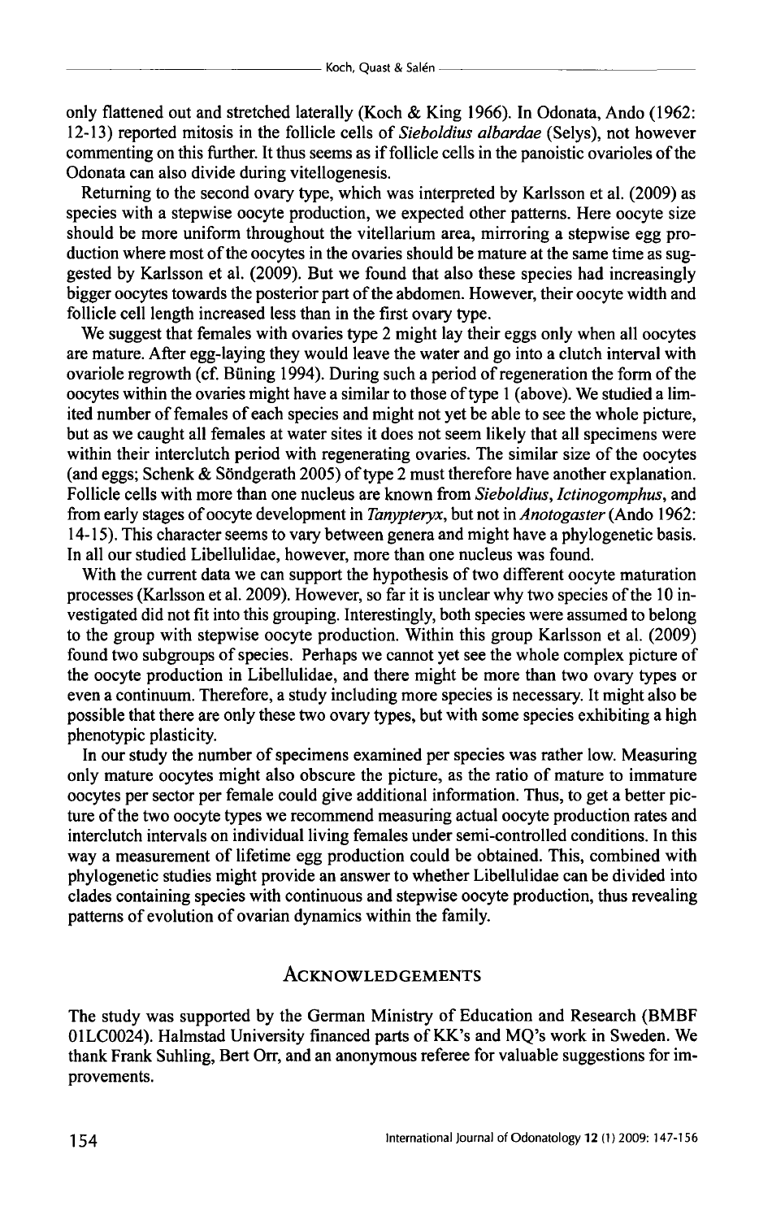only flattened out and stretched laterally (Koch & King 1966). In Odonata, Ando (1962: 12-13) reported mitosis in the follicle cells of *Sieboldius albardae* (Selys), not however commenting on this further. It thus seems as if follicle cells in the panoistic ovarioles of the Odonata can also divide during vitellogenesis.

Returning to the second ovary type, which was interpreted by Karlsson et al. (2009) as species with a stepwise oocyte production, we expected other patterns. Here oocyte size should be more uniform throughout the vitellarium area, mirroring a stepwise egg production where most of the oocytes in the ovaries should be mature at the same time as suggested by Karlsson et al. (2009). But we found that also these species had increasingly bigger oocytes towards the posterior part of the abdomen. However, their oocyte width and follicle cell length increased less than in the first ovary type.

We suggest that females with ovaries type 2 might lay their eggs only when all oocytes are mature. After egg-laying they would leave the water and go into a clutch interval with ovariole regrowth (cf. Büning 1994). During such a period of regeneration the form of the oocytes within the ovaries might have a similar to those of type 1 (above). We studied a limited number of females of each species and might not yet be able to see the whole picture, but as we caught all females at water sites it does not seem likely that all specimens were within their interclutch period with regenerating ovaries. The similar size of the oocytes (and eggs; Schenk & Söndgerath 2005) of type 2 must therefore have another explanation. Follicle cells with more than one nucleus are known from *Sieboldius*, *Ictinogomphus*, and from early stages of oocyte development in *Tanypteryx*, but not in *Anotogaster* (Ando 1962: 14-15). This character seems to vary between genera and might have a phylogenetic basis. In all our studied Libellulidae, however, more than one nucleus was found.

With the current data we can support the hypothesis of two different oocyte maturation processes (Karlsson et al. 2009). However, so far it is unclear why two species of the 10 investigated did not fit into this grouping. Interestingly, both species were assumed to belong to the group with stepwise oocyte production. Within this group Karlsson et al. (2009) found two subgroups of species. Perhaps we cannot yet see the whole complex picture of the oocyte production in Libellulidae, and there might be more than two ovary types or even a continuum. Therefore, a study including more species is necessary. It might also be possible that there are only these two ovary types, but with some species exhibiting a high phenotypic plasticity.

In our study the number of specimens examined per species was rather low. Measuring only mature oocytes might also obscure the picture, as the ratio of mature to immature oocytes per sector per female could give additional information. Thus, to get a better picture of the two oocyte types we recommend measuring actual oocyte production rates and interclutch intervals on individual living females under semi-controlled conditions. In this way a measurement of lifetime egg production could be obtained. This, combined with phylogenetic studies might provide an answer to whether Libellulidae can be divided into clades containing species with continuous and stepwise oocyte production, thus revealing patterns of evolution of ovarian dynamics within the family.

## Acknowledgements

The study was supported by the German Ministry of Education and Research (BMBF 01LC0024). Halmstad University financed parts of KK's and MQ's work in Sweden. We thank Frank Suhling, Bert Orr, and an anonymous referee for valuable suggestions for improvements.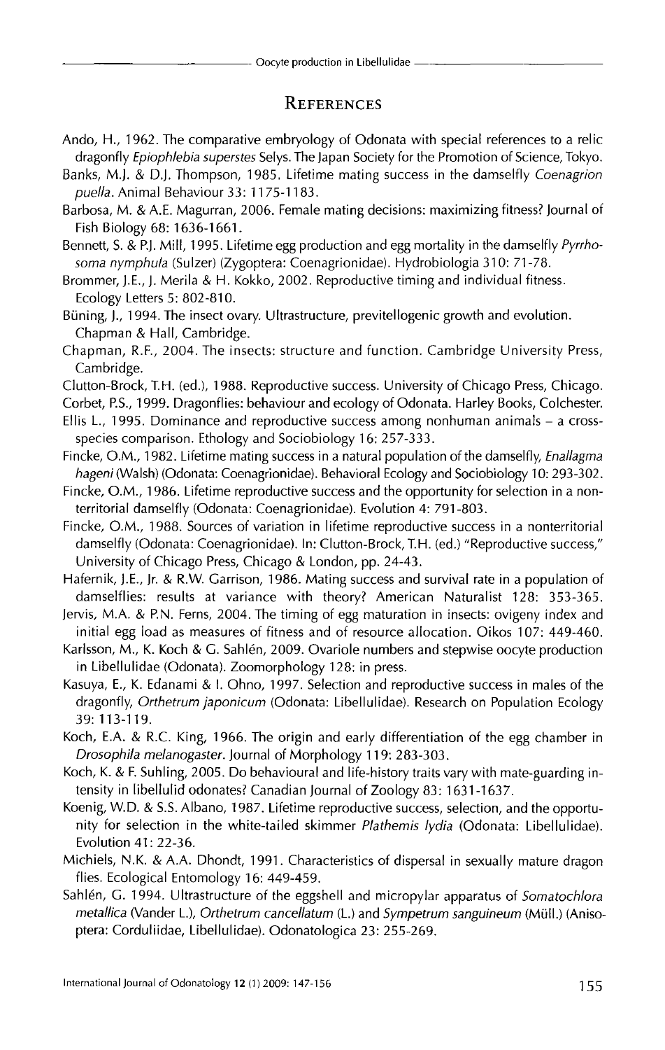## References

Ando, H., 1962. The comparative embryology of Odonata with special references to a relic dragonfly *Epiophlebia superstes* Selys. The Japan Society for the Promotion of Science, Tokyo.

Banks, M.J. & D.J. Thompson, 1985. Lifetime mating success in the damselfly *Coenagrion puella*. Animal Behaviour 33: 1175-1183.

Barbosa, M. & A.E. Magurran, 2006. Female mating decisions: maximizing fitness? Journal of Fish Biology 68: 1636-1661.

Bennett, S. & P.J. Mill, 1995. Lifetime egg production and egg mortality in the damselfly *Pyrrhosoma nymphula* (Sulzer) (Zygoptera: Coenagrionidae). Hydrobiologia 310: 71-78.

Brommer, J.E., J. Merila & H. Kokko, 2002. Reproductive timing and individual fitness. Ecology Letters 5: 802-810.

Büning, J., 1994. The insect ovary. Ultrastructure, previtellogenic growth and evolution. Chapman & Hall, Cambridge.

Chapman, R.F., 2004. The insects: structure and function. Cambridge University Press, Cambridge.

Clutton-Brock, T.H. (ed.), 1988. Reproductive success. University of Chicago Press, Chicago.

Corbet, P.S., 1999. Dragonflies: behaviour and ecology of Odonata. Harley Books, Colchester.

Ellis L., 1995. Dominance and reproductive success among nonhuman animals – a cross-species comparison. Ethology and Sociobiology 16: 257-333.

Fincke, O.M., 1982. Lifetime mating success in a natural population of the damselfly, *Enallagma hageni* (Walsh) (Odonata: Coenagrionidae). Behavioral Ecology and Sociobiology 10: 293-302.

Fincke, O.M., 1986. Lifetime reproductive success and the opportunity for selection in a non-territorial damselfly (Odonata: Coenagrionidae). Evolution 4: 791-803.

Fincke, O.M., 1988. Sources of variation in lifetime reproductive success in a nonterritorial damselfly (Odonata: Coenagrionidae). In: Clutton-Brock, T.H. (ed.) "Reproductive success," University of Chicago Press, Chicago & London, pp. 24-43.

Hafernik, J.E., Jr. & R.W. Garrison, 1986. Mating success and survival rate in a population of damselflies: results at variance with theory? American Naturalist 128: 353-365.

Jervis, M.A. & P.N. Ferns, 2004. The timing of egg maturation in insects: ovigeny index and initial egg load as measures of fitness and of resource allocation. Oikos 107: 449-460.

Karlsson, M., K. Koch & G. Sahlén, 2009. Ovariole numbers and stepwise oocyte production in Libellulidae (Odonata). Zoomorphology 128: in press.

Kasuya, E., K. Edanami & I. Ohno, 1997. Selection and reproductive success in males of the dragonfly, *Orthetrum japonicum* (Odonata: Libellulidae). Research on Population Ecology 39: 113-119.

Koch, E.A. & R.C. King, 1966. The origin and early differentiation of the egg chamber in *Drosophila melanogaster*. Journal of Morphology 119: 283-303.

Koch, K. & F. Suhling, 2005. Do behavioural and life-history traits vary with mate-guarding intensity in libellulid odonates? Canadian Journal of Zoology 83: 1631-1637.

Koenig, W.D. & S.S. Albano, 1987. Lifetime reproductive success, selection, and the opportunity for selection in the white-tailed skimmer *Plathemis lydia* (Odonata: Libellulidae). Evolution 41: 22-36.

Michiels, N.K. & A.A. Dhondt, 1991. Characteristics of dispersal in sexually mature dragon flies. Ecological Entomology 16: 449-459.

Sahlén, G. 1994. Ultrastructure of the eggshell and micropylar apparatus of *Somatochlora metallica* (Vander L.), *Orthetrum cancellatum* (L.) and *Sympetrum sanguineum* (Müll.) (Anisoptera: Corduliidae, Libellulidae). Odonatologica 23: 255-269.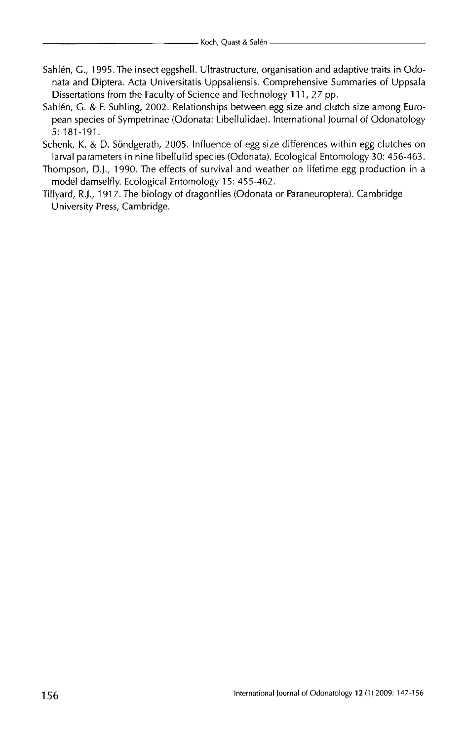Sahlén, G., 1995. The insect eggshell. Ultrastructure, organisation and adaptive traits in Odonata and Diptera. Acta Universitatis Uppsaliensis. Comprehensive Summaries of Uppsala Dissertations from the Faculty of Science and Technology 111, 27 pp.

Sahlén, G. & F. Suhling, 2002. Relationships between egg size and clutch size among European species of Sympetrinae (Odonata: Libellulidae). International Journal of Odonatology 5: 181-191.

Schenk, K. & D. Söndgerath, 2005. Influence of egg size differences within egg clutches on larval parameters in nine libellulid species (Odonata). Ecological Entomology 30: 456-463.

Thompson, D.J., 1990. The effects of survival and weather on lifetime egg production in a model damselfly. Ecological Entomology 15: 455-462.

Tillyard, R.J., 1917. The biology of dragonflies (Odonata or Paraneuroptera). Cambridge University Press, Cambridge.